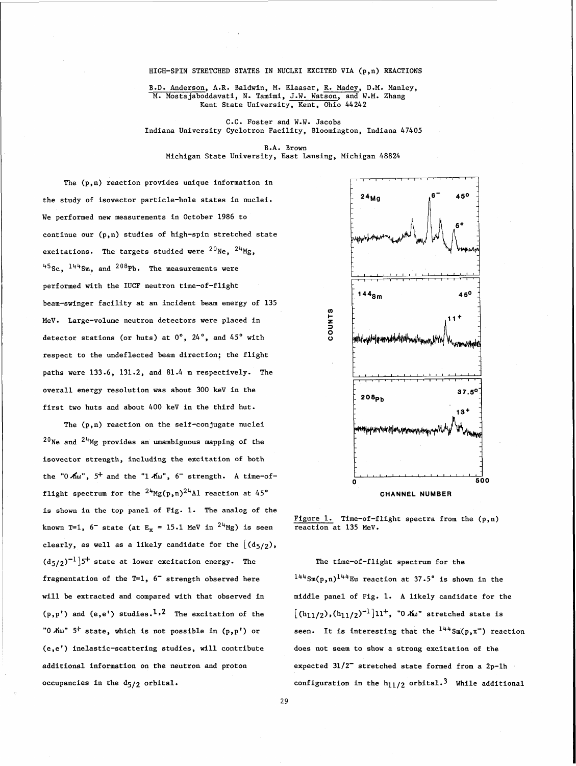# HIGH-SPIN STRETCHED STATES IN NUCLEI EXCITED VIA (p,n) REACTIONS

B.D. Anderson, A.R. Baldwin, M. Elaasar, R. Madey, D.M. Manley, M. Mostajaboddavati, N. Tamimi, J.W. Watson, and W.M. Zhang
Kent State University, Kent, Ohio 44242

C.C. Foster and W.W. Jacobs
Indiana University Cyclotron Facility, Bloomington, Indiana 47405

B.A. Brown
Michigan State University, East Lansing, Michigan 48824

The (p,n) reaction provides unique information in the study of isovector particle-hole states in nuclei. We performed new measurements in October 1986 to continue our (p,n) studies of high-spin stretched state excitations. The targets studied were $^{20}$Ne, $^{24}$Mg, $^{45}$Sc, $^{144}$Sm, and $^{208}$Pb. The measurements were performed with the IUCF neutron time-of-flight beam-swinger facility at an incident beam energy of 135 MeV. Large-volume neutron detectors were placed in detector stations (or huts) at 0°, 24°, and 45° with respect to the undeflected beam direction; the flight paths were 133.6, 131.2, and 81.4 m respectively. The overall energy resolution was about 300 keV in the first two huts and about 400 keV in the third hut.

The (p,n) reaction on the self-conjugate nuclei $^{20}$Ne and $^{24}$Mg provides an umambiguous mapping of the isovector strength, including the excitation of both the "0 $\hbar\omega$", $5^+$ and the "1 $\hbar\omega$", $6^-$ strength. A time-of-flight spectrum for the $^{24}$Mg(p,n)$^{24}$Al reaction at 45° is shown in the top panel of Fig. 1. The analog of the known T=1, $6^-$ state (at $E_x$ = 15.1 MeV in $^{24}$Mg) is seen clearly, as well as a likely candidate for the $[(d_{5/2}),(d_{5/2})^{-1}]5^+$ state at lower excitation energy. The fragmentation of the T=1, $6^-$ strength observed here will be extracted and compared with that observed in (p,p') and (e,e') studies.[1,2] The excitation of the "0 $\hbar\omega$" $5^+$ state, which is not possible in (p,p') or (e,e') inelastic-scattering studies, will contribute additional information on the neutron and proton occupancies in the $d_{5/2}$ orbital.

Figure 1. Time-of-flight spectra from the (p,n) reaction at 135 MeV.

The time-of-flight spectrum for the $^{144}$Sm(p,n)$^{144}$Eu reaction at 37.5° is shown in the middle panel of Fig. 1. A likely candidate for the $[(h_{11/2}),(h_{11/2})^{-1}]11^+$, "0 $\hbar\omega$" stretched state is seen. It is interesting that the $^{144}$Sm(p,$\pi^-$) reaction does not seem to show a strong excitation of the expected $31/2^-$ stretched state formed from a 2p-1h configuration in the $h_{11/2}$ orbital.[3] While additional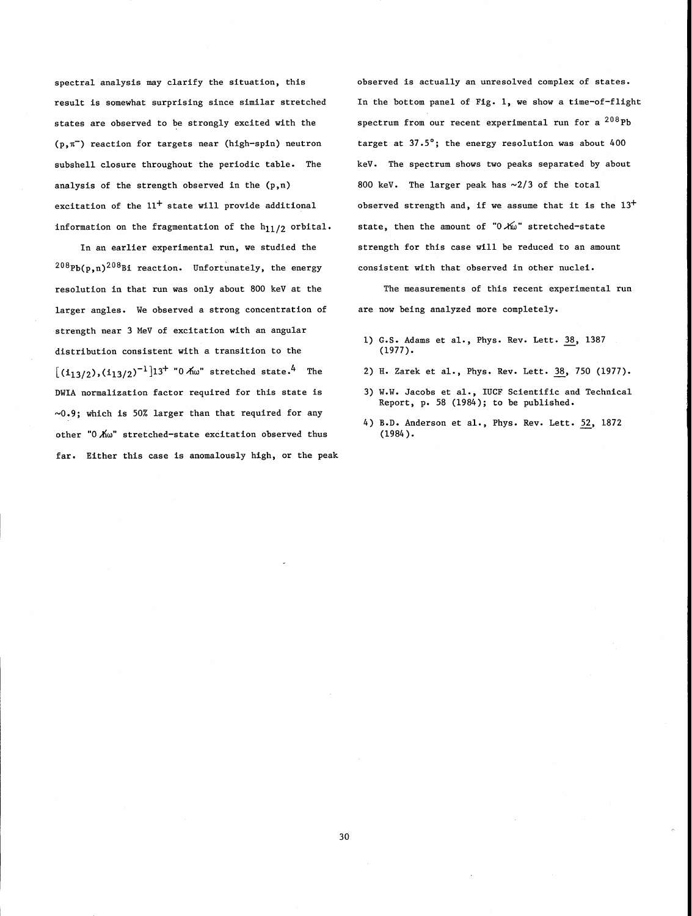spectral analysis may clarify the situation, this result is somewhat surprising since similar stretched states are observed to be strongly excited with the $(p,\pi^-)$ reaction for targets near (high-spin) neutron subshell closure throughout the periodic table. The analysis of the strength observed in the (p,n) excitation of the $11^+$ state will provide additional information on the fragmentation of the $h_{11/2}$ orbital.

In an earlier experimental run, we studied the $^{208}Pb(p,n)^{208}Bi$ reaction. Unfortunately, the energy resolution in that run was only about 800 keV at the larger angles. We observed a strong concentration of strength near 3 MeV of excitation with an angular distribution consistent with a transition to the $[(i_{13/2}),(i_{13/2})^{-1}]13^+$ "$0\hbar\omega$" stretched state.[4] The DWIA normalization factor required for this state is ~0.9; which is 50% larger than that required for any other "$0\hbar\omega$" stretched-state excitation observed thus far. Either this case is anomalously high, or the peak observed is actually an unresolved complex of states. In the bottom panel of Fig. 1, we show a time-of-flight spectrum from our recent experimental run for a $^{208}Pb$ target at 37.5°; the energy resolution was about 400 keV. The spectrum shows two peaks separated by about 800 keV. The larger peak has ~2/3 of the total observed strength and, if we assume that it is the $13^+$ state, then the amount of "$0\hbar\omega$" stretched-state strength for this case will be reduced to an amount consistent with that observed in other nuclei.

The measurements of this recent experimental run are now being analyzed more completely.

1) G.S. Adams et al., Phys. Rev. Lett. 38, 1387 (1977).
2) H. Zarek et al., Phys. Rev. Lett. 38, 750 (1977).
3) W.W. Jacobs et al., IUCF Scientific and Technical Report, p. 58 (1984); to be published.
4) B.D. Anderson et al., Phys. Rev. Lett. 52, 1872 (1984).